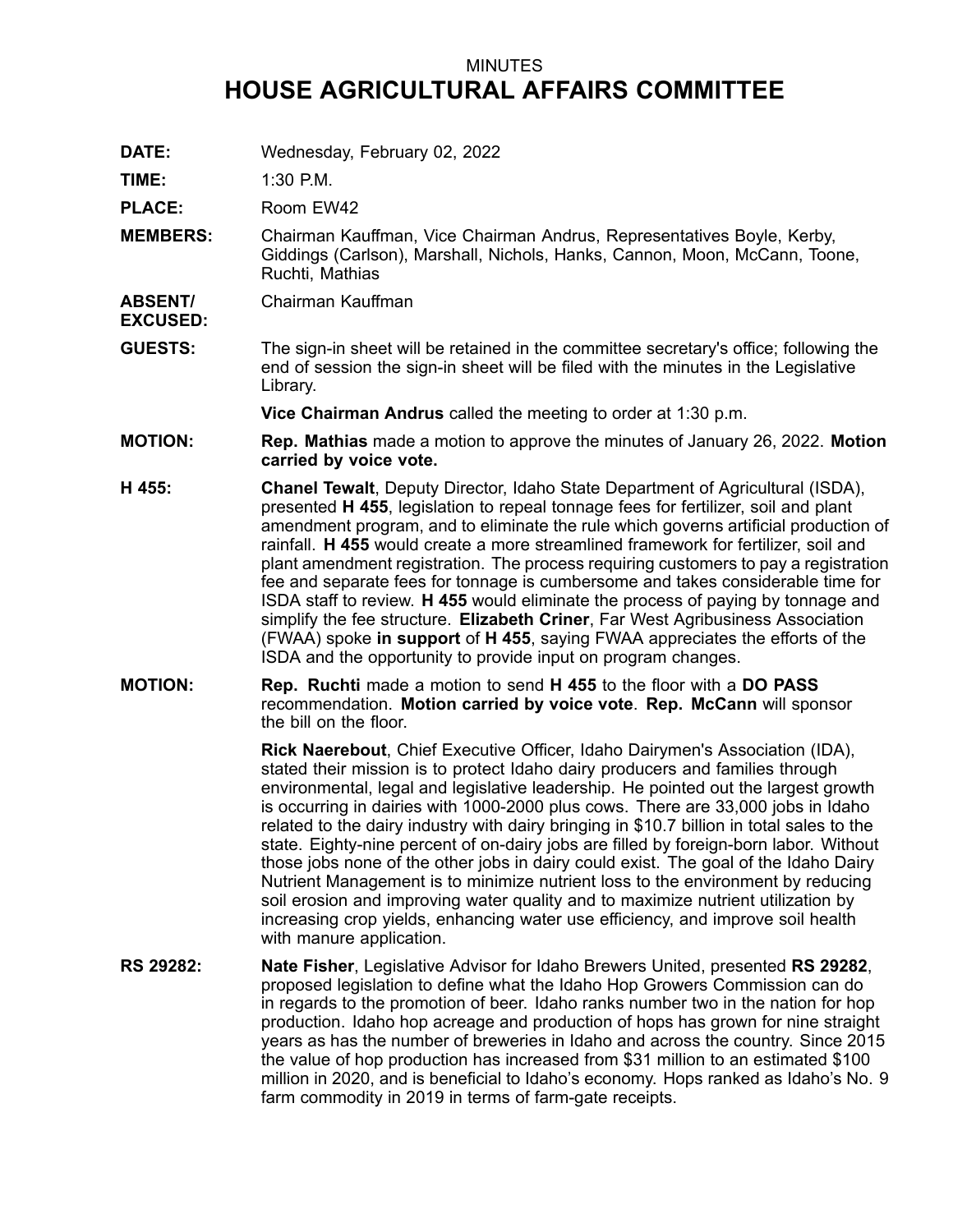MINUTES

# HOUSE AGRICULTURAL AFFAIRS COMMITTEE

**DATE:** Wednesday, February 02, 2022

**TIME:** 1:30 P.M.

**PLACE:** Room EW42

**MEMBERS:** Chairman Kauffman, Vice Chairman Andrus, Representatives Boyle, Kerby, Giddings (Carlson), Marshall, Nichols, Hanks, Cannon, Moon, McCann, Toone, Ruchti, Mathias

**ABSENT/ EXCUSED:** Chairman Kauffman

**GUESTS:** The sign-in sheet will be retained in the committee secretary's office; following the end of session the sign-in sheet will be filed with the minutes in the Legislative Library.

**Vice Chairman Andrus** called the meeting to order at 1:30 p.m.

**MOTION:** **Rep. Mathias** made a motion to approve the minutes of January 26, 2022. **Motion carried by voice vote.**

**H 455:** **Chanel Tewalt**, Deputy Director, Idaho State Department of Agricultural (ISDA), presented **H 455**, legislation to repeal tonnage fees for fertilizer, soil and plant amendment program, and to eliminate the rule which governs artificial production of rainfall. **H 455** would create a more streamlined framework for fertilizer, soil and plant amendment registration. The process requiring customers to pay a registration fee and separate fees for tonnage is cumbersome and takes considerable time for ISDA staff to review. **H 455** would eliminate the process of paying by tonnage and simplify the fee structure. **Elizabeth Criner**, Far West Agribusiness Association (FWAA) spoke **in support** of **H 455**, saying FWAA appreciates the efforts of the ISDA and the opportunity to provide input on program changes.

**MOTION:** **Rep. Ruchti** made a motion to send **H 455** to the floor with a **DO PASS** recommendation. **Motion carried by voice vote**. **Rep. McCann** will sponsor the bill on the floor.

**Rick Naerebout**, Chief Executive Officer, Idaho Dairymen's Association (IDA), stated their mission is to protect Idaho dairy producers and families through environmental, legal and legislative leadership. He pointed out the largest growth is occurring in dairies with 1000-2000 plus cows. There are 33,000 jobs in Idaho related to the dairy industry with dairy bringing in $10.7 billion in total sales to the state. Eighty-nine percent of on-dairy jobs are filled by foreign-born labor. Without those jobs none of the other jobs in dairy could exist. The goal of the Idaho Dairy Nutrient Management is to minimize nutrient loss to the environment by reducing soil erosion and improving water quality and to maximize nutrient utilization by increasing crop yields, enhancing water use efficiency, and improve soil health with manure application.

**RS 29282:** **Nate Fisher**, Legislative Advisor for Idaho Brewers United, presented **RS 29282**, proposed legislation to define what the Idaho Hop Growers Commission can do in regards to the promotion of beer. Idaho ranks number two in the nation for hop production. Idaho hop acreage and production of hops has grown for nine straight years as has the number of breweries in Idaho and across the country. Since 2015 the value of hop production has increased from $31 million to an estimated $100 million in 2020, and is beneficial to Idaho's economy. Hops ranked as Idaho's No. 9 farm commodity in 2019 in terms of farm-gate receipts.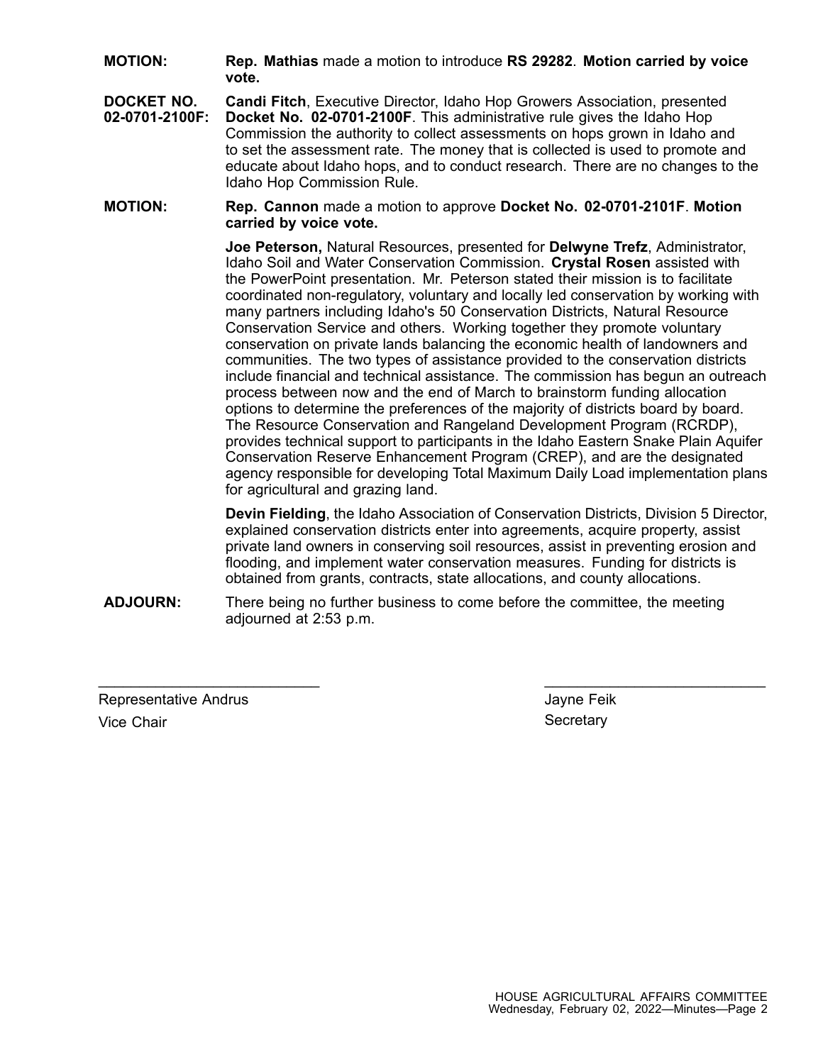**MOTION:** **Rep. Mathias** made a motion to introduce **RS 29282**. **Motion carried by voice vote.**

**DOCKET NO. 02-0701-2100F:** **Candi Fitch**, Executive Director, Idaho Hop Growers Association, presented **Docket No. 02-0701-2100F**. This administrative rule gives the Idaho Hop Commission the authority to collect assessments on hops grown in Idaho and to set the assessment rate. The money that is collected is used to promote and educate about Idaho hops, and to conduct research. There are no changes to the Idaho Hop Commission Rule.

**MOTION:** **Rep. Cannon** made a motion to approve **Docket No. 02-0701-2101F**. **Motion carried by voice vote.**

**Joe Peterson,** Natural Resources, presented for **Delwyne Trefz**, Administrator, Idaho Soil and Water Conservation Commission. **Crystal Rosen** assisted with the PowerPoint presentation. Mr. Peterson stated their mission is to facilitate coordinated non-regulatory, voluntary and locally led conservation by working with many partners including Idaho's 50 Conservation Districts, Natural Resource Conservation Service and others. Working together they promote voluntary conservation on private lands balancing the economic health of landowners and communities. The two types of assistance provided to the conservation districts include financial and technical assistance. The commission has begun an outreach process between now and the end of March to brainstorm funding allocation options to determine the preferences of the majority of districts board by board. The Resource Conservation and Rangeland Development Program (RCRDP), provides technical support to participants in the Idaho Eastern Snake Plain Aquifer Conservation Reserve Enhancement Program (CREP), and are the designated agency responsible for developing Total Maximum Daily Load implementation plans for agricultural and grazing land.

**Devin Fielding**, the Idaho Association of Conservation Districts, Division 5 Director, explained conservation districts enter into agreements, acquire property, assist private land owners in conserving soil resources, assist in preventing erosion and flooding, and implement water conservation measures. Funding for districts is obtained from grants, contracts, state allocations, and county allocations.

**ADJOURN:** There being no further business to come before the committee, the meeting adjourned at 2:53 p.m.

___________________________

Representative Andrus
Vice Chair

___________________________

Jayne Feik
Secretary